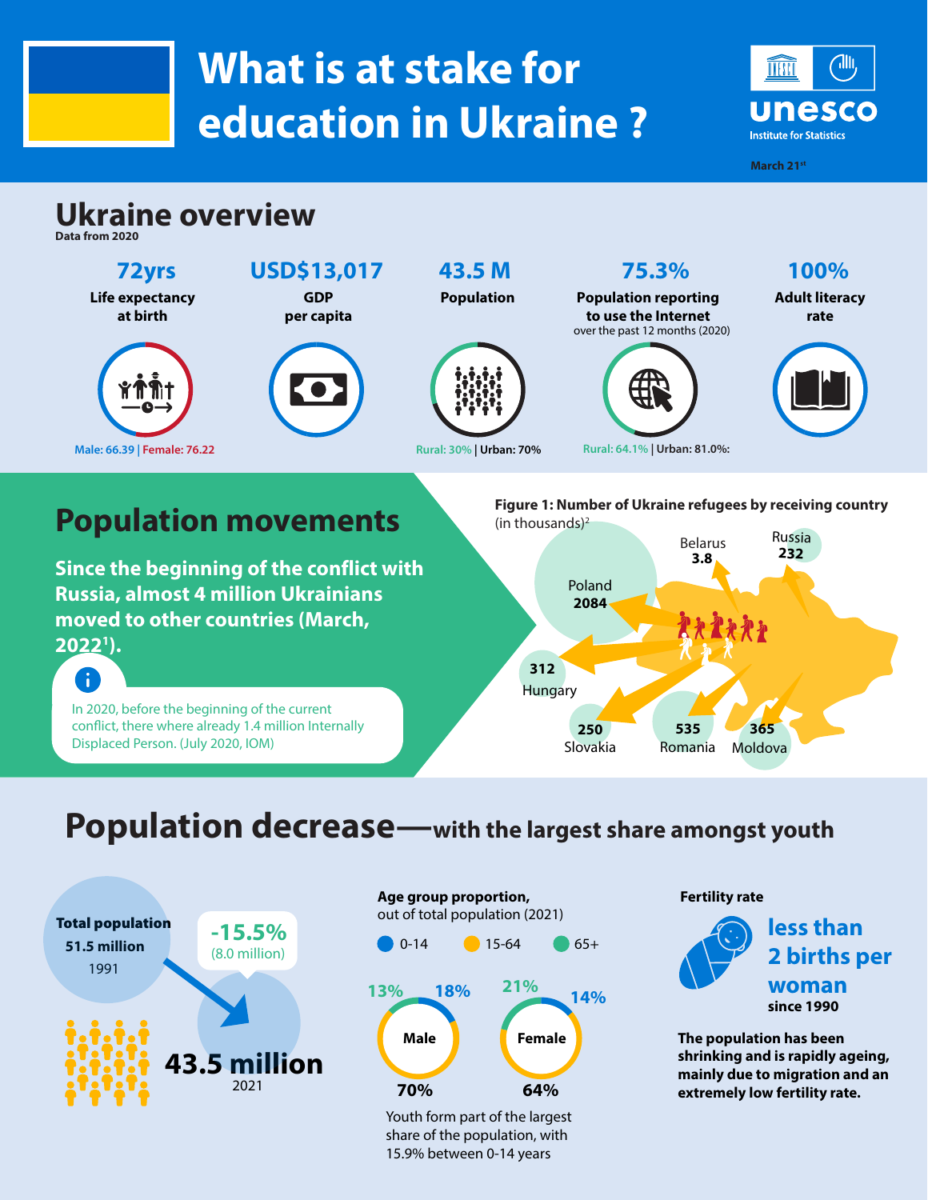# What is at stake for education in Ukraine ?

unesco Institute for Statistics

March 21st

## Ukraine overview

Data from 2020

**72yrs**
Life expectancy at birth
Male: 66.39 | Female: 76.22

**USD$13,017**
GDP per capita

**43.5 M**
Population
Rural: 30% | Urban: 70%

**75.3%**
Population reporting to use the Internet
over the past 12 months (2020)
Rural: 64.1% | Urban: 81.0%:

**100%**
Adult literacy rate

## Population movements

**Since the beginning of the conflict with Russia, almost 4 million Ukrainians moved to other countries (March, 2022[1]).**

In 2020, before the beginning of the current conflict, there where already 1.4 million Internally Displaced Person. (July 2020, IOM)

**Figure 1: Number of Ukraine refugees by receiving country** (in thousands)[2]

Poland 2084
Belarus 3.8
Russia 232
Hungary 312
Slovakia 250
Romania 535
Moldova 365

## Population decrease—with the largest share amongst youth

**Total population**
51.5 million
1991

-15.5%
(8.0 million)

43.5 million
2021

**Age group proportion,** out of total population (2021)

0-14 | 15-64 | 65+

Male: 13% | 18% | 70%

Female: 21% | 14% | 64%

Youth form part of the largest share of the population, with 15.9% between 0-14 years

**Fertility rate**

less than 2 births per woman
since 1990

**The population has been shrinking and is rapidly ageing, mainly due to migration and an extremely low fertility rate.**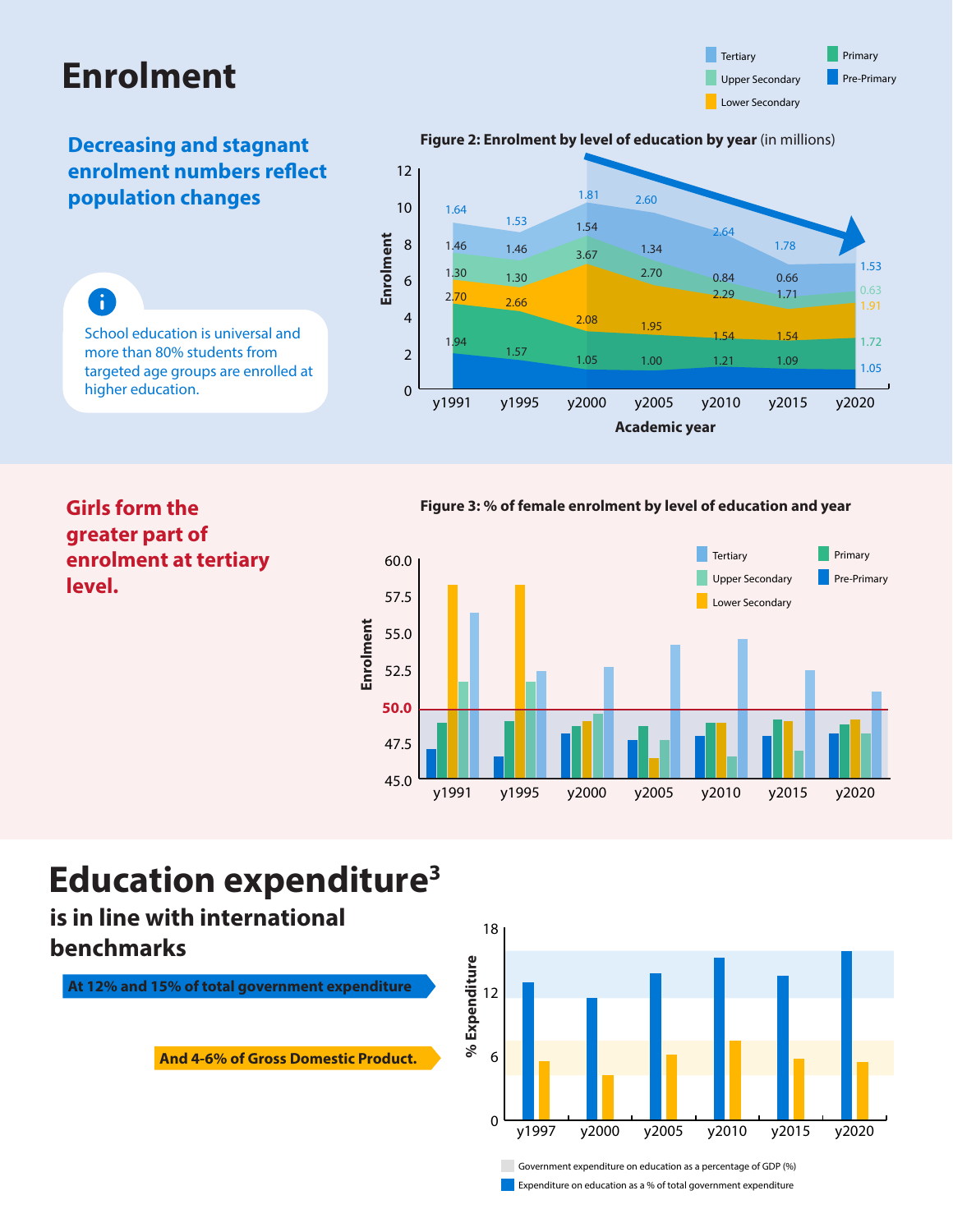# Enrolment

**Decreasing and stagnant enrolment numbers reflect population changes**

School education is universal and more than 80% students from targeted age groups are enrolled at higher education.

**Figure 2: Enrolment by level of education by year** (in millions)

| Academic year | Pre-Primary | Primary | Lower Secondary | Upper Secondary | Tertiary |
|---|---|---|---|---|---|
| y1991 | 1.94 | 2.70 | 1.30 | 1.46 | 1.64 |
| y1995 | 1.57 | 2.66 | 1.30 | 1.46 | 1.53 |
| y2000 | 1.05 | 2.08 | 3.67 | 1.54 | 1.81 |
| y2005 | 1.00 | 1.95 | 2.70 | 1.34 | 2.60 |
| y2010 | 1.21 | 1.54 | 2.29 | 0.84 | 2.64 |
| y2015 | 1.09 | 1.54 | 1.71 | 0.66 | 1.78 |
| y2020 | 1.05 | 1.72 | 1.91 | 0.63 | 1.53 |

**Girls form the greater part of enrolment at tertiary level.**

**Figure 3: % of female enrolment by level of education and year**

# Education expenditure[3]

**is in line with international benchmarks**

**At 12% and 15% of total government expenditure**

**And 4-6% of Gross Domestic Product.**

- Government expenditure on education as a percentage of GDP (%)
- Expenditure on education as a % of total government expenditure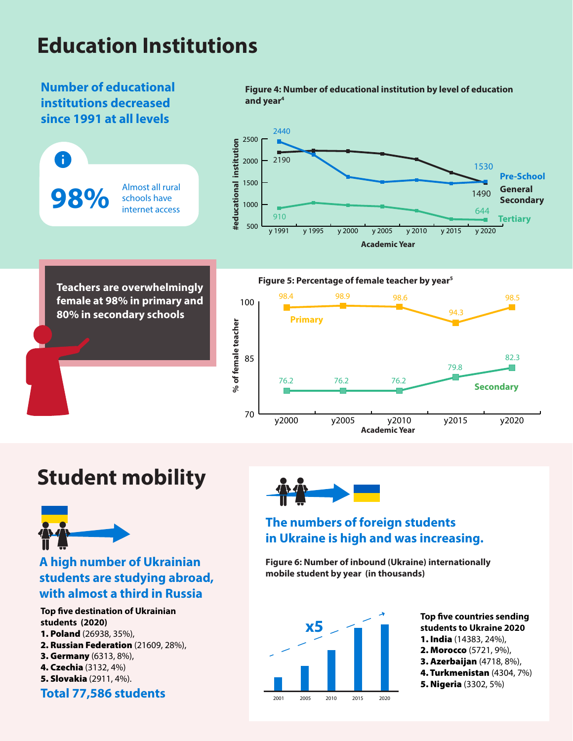# Education Institutions

## Number of educational institutions decreased since 1991 at all levels

**98%** Almost all rural schools have internet access

**Figure 4: Number of educational institution by level of education and year[4]**

| Academic Year | Pre-School | General Secondary | Tertiary |
|---|---|---|---|
| y 1991 | 2440 | 2190 | 910 |
| y 2020 | 1530 | 1490 | 644 |

**Teachers are overwhelmingly female at 98% in primary and 80% in secondary schools**

**Figure 5: Percentage of female teacher by year[5]**

| Academic Year | Primary | Secondary |
|---|---|---|
| y2000 | 98.4 | 76.2 |
| y2005 | 98.9 | 76.2 |
| y2010 | 98.6 | 76.2 |
| y2015 | 94.3 | 79.8 |
| y2020 | 98.5 | 82.3 |

# Student mobility

## A high number of Ukrainian students are studying abroad, with almost a third in Russia

**Top five destination of Ukrainian students (2020)**

1. **Poland** (26938, 35%),
2. **Russian Federation** (21609, 28%),
3. **Germany** (6313, 8%),
4. **Czechia** (3132, 4%)
5. **Slovakia** (2911, 4%).

**Total 77,586 students**

## The numbers of foreign students in Ukraine is high and was increasing.

**Figure 6: Number of inbound (Ukraine) internationally mobile student by year (in thousands)**

x5 (2001, 2005, 2010, 2015, 2020)

**Top five countries sending students to Ukraine 2020**

1. **India** (14383, 24%),
2. **Morocco** (5721, 9%),
3. **Azerbaijan** (4718, 8%),
4. **Turkmenistan** (4304, 7%)
5. **Nigeria** (3302, 5%)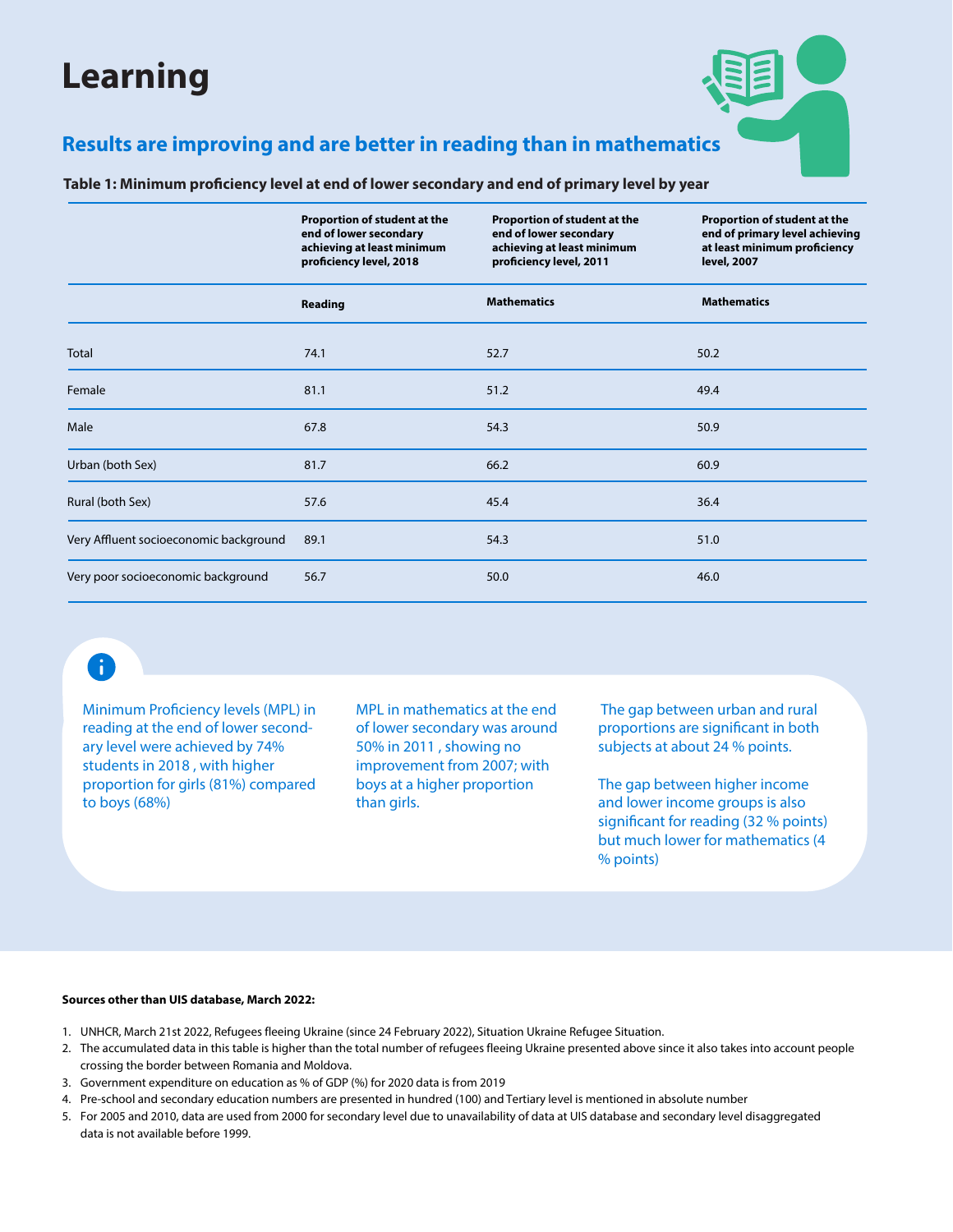# Learning

## Results are improving and are better in reading than in mathematics

**Table 1: Minimum proficiency level at end of lower secondary and end of primary level by year**

| | Proportion of student at the end of lower secondary achieving at least minimum proficiency level, 2018 | Proportion of student at the end of lower secondary achieving at least minimum proficiency level, 2011 | Proportion of student at the end of primary level achieving at least minimum proficiency level, 2007 |
|---|---|---|---|
| | **Reading** | **Mathematics** | **Mathematics** |
| Total | 74.1 | 52.7 | 50.2 |
| Female | 81.1 | 51.2 | 49.4 |
| Male | 67.8 | 54.3 | 50.9 |
| Urban (both Sex) | 81.7 | 66.2 | 60.9 |
| Rural (both Sex) | 57.6 | 45.4 | 36.4 |
| Very Affluent socioeconomic background | 89.1 | 54.3 | 51.0 |
| Very poor socioeconomic background | 56.7 | 50.0 | 46.0 |

Minimum Proficiency levels (MPL) in reading at the end of lower secondary level were achieved by 74% students in 2018 , with higher proportion for girls (81%) compared to boys (68%)

MPL in mathematics at the end of lower secondary was around 50% in 2011 , showing no improvement from 2007; with boys at a higher proportion than girls.

The gap between urban and rural proportions are significant in both subjects at about 24 % points.

The gap between higher income and lower income groups is also significant for reading (32 % points) but much lower for mathematics (4 % points)

**Sources other than UIS database, March 2022:**

1. UNHCR, March 21st 2022, Refugees fleeing Ukraine (since 24 February 2022), Situation Ukraine Refugee Situation.
2. The accumulated data in this table is higher than the total number of refugees fleeing Ukraine presented above since it also takes into account people crossing the border between Romania and Moldova.
3. Government expenditure on education as % of GDP (%) for 2020 data is from 2019
4. Pre-school and secondary education numbers are presented in hundred (100) and Tertiary level is mentioned in absolute number
5. For 2005 and 2010, data are used from 2000 for secondary level due to unavailability of data at UIS database and secondary level disaggregated data is not available before 1999.